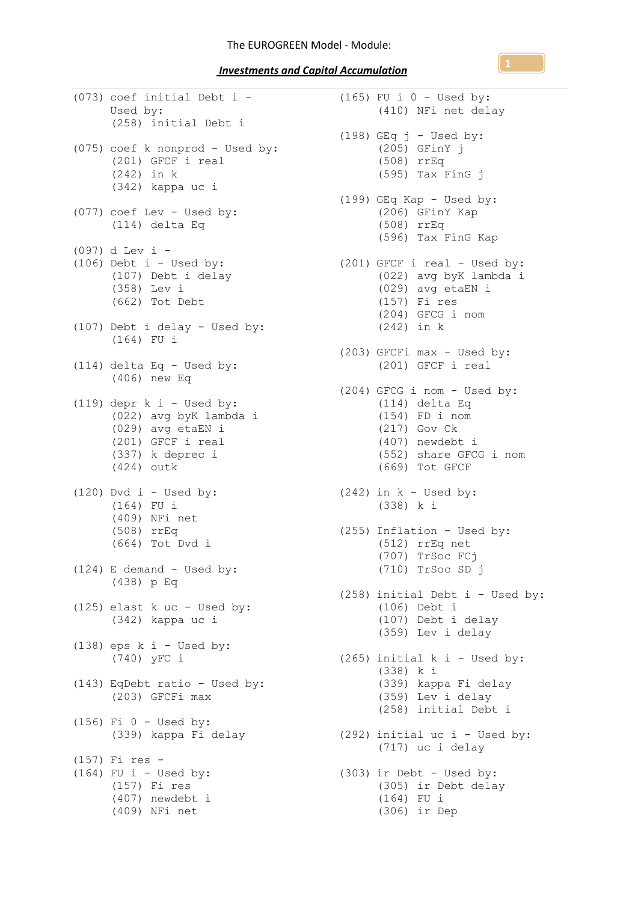The EUROGREEN Model - Module:

***Investments and Capital Accumulation***

```
(073) coef initial Debt i -
      Used by:
      (258) initial Debt i

(075) coef k nonprod - Used by:
      (201) GFCF i real
      (242) in k
      (342) kappa uc i

(077) coef Lev - Used by:
      (114) delta Eq

(097) d Lev i -
(106) Debt i - Used by:
      (107) Debt i delay
      (358) Lev i
      (662) Tot Debt

(107) Debt i delay - Used by:
      (164) FU i

(114) delta Eq - Used by:
      (406) new Eq

(119) depr k i - Used by:
      (022) avg byK lambda i
      (029) avg etaEN i
      (201) GFCF i real
      (337) k deprec i
      (424) outk

(120) Dvd i - Used by:
      (164) FU i
      (409) NFi net
      (508) rrEq
      (664) Tot Dvd i

(124) E demand - Used by:
      (438) p Eq

(125) elast k uc - Used by:
      (342) kappa uc i

(138) eps k i - Used by:
      (740) yFC i

(143) EqDebt ratio - Used by:
      (203) GFCFi max

(156) Fi 0 - Used by:
      (339) kappa Fi delay

(157) Fi res -
(164) FU i - Used by:
      (157) Fi res
      (407) newdebt i
      (409) NFi net

(165) FU i 0 - Used by:
      (410) NFi net delay

(198) GEq j - Used by:
      (205) GFinY j
      (508) rrEq
      (595) Tax FinG j

(199) GEq Kap - Used by:
      (206) GFinY Kap
      (508) rrEq
      (596) Tax FinG Kap

(201) GFCF i real - Used by:
      (022) avg byK lambda i
      (029) avg etaEN i
      (157) Fi res
      (204) GFCG i nom
      (242) in k

(203) GFCFi max - Used by:
      (201) GFCF i real

(204) GFCG i nom - Used by:
      (114) delta Eq
      (154) FD i nom
      (217) Gov Ck
      (407) newdebt i
      (552) share GFCG i nom
      (669) Tot GFCF

(242) in k - Used by:
      (338) k i

(255) Inflation - Used by:
      (512) rrEq net
      (707) TrSoc FCj
      (710) TrSoc SD j

(258) initial Debt i - Used by:
      (106) Debt i
      (107) Debt i delay
      (359) Lev i delay

(265) initial k i - Used by:
      (338) k i
      (339) kappa Fi delay
      (359) Lev i delay
      (258) initial Debt i

(292) initial uc i - Used by:
      (717) uc i delay

(303) ir Debt - Used by:
      (305) ir Debt delay
      (164) FU i
      (306) ir Dep
```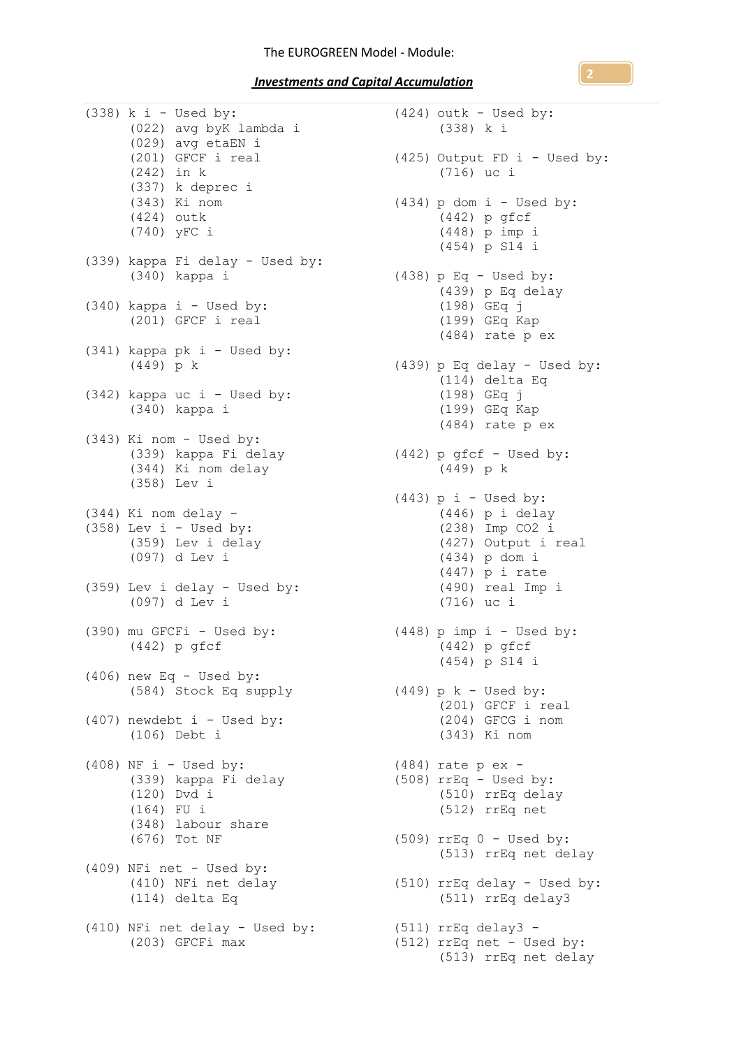```
(338) k i - Used by:
      (022) avg byK lambda i
      (029) avg etaEN i
      (201) GFCF i real
      (242) in k
      (337) k deprec i
      (343) Ki nom
      (424) outk
      (740) yFC i

(339) kappa Fi delay - Used by:
      (340) kappa i

(340) kappa i - Used by:
      (201) GFCF i real

(341) kappa pk i - Used by:
      (449) p k

(342) kappa uc i - Used by:
      (340) kappa i

(343) Ki nom - Used by:
      (339) kappa Fi delay
      (344) Ki nom delay
      (358) Lev i

(344) Ki nom delay -
(358) Lev i - Used by:
      (359) Lev i delay
      (097) d Lev i

(359) Lev i delay - Used by:
      (097) d Lev i

(390) mu GFCFi - Used by:
      (442) p gfcf

(406) new Eq - Used by:
      (584) Stock Eq supply

(407) newdebt i - Used by:
      (106) Debt i

(408) NF i - Used by:
      (339) kappa Fi delay
      (120) Dvd i
      (164) FU i
      (348) labour share
      (676) Tot NF

(409) NFi net - Used by:
      (410) NFi net delay
      (114) delta Eq

(410) NFi net delay - Used by:
      (203) GFCFi max

(424) outk - Used by:
      (338) k i

(425) Output FD i - Used by:
      (716) uc i

(434) p dom i - Used by:
      (442) p gfcf
      (448) p imp i
      (454) p S14 i

(438) p Eq - Used by:
      (439) p Eq delay
      (198) GEq j
      (199) GEq Kap
      (484) rate p ex

(439) p Eq delay - Used by:
      (114) delta Eq
      (198) GEq j
      (199) GEq Kap
      (484) rate p ex

(442) p gfcf - Used by:
      (449) p k

(443) p i - Used by:
      (446) p i delay
      (238) Imp CO2 i
      (427) Output i real
      (434) p dom i
      (447) p i rate
      (490) real Imp i
      (716) uc i

(448) p imp i - Used by:
      (442) p gfcf
      (454) p S14 i

(449) p k - Used by:
      (201) GFCF i real
      (204) GFCG i nom
      (343) Ki nom

(484) rate p ex -
(508) rrEq - Used by:
      (510) rrEq delay
      (512) rrEq net

(509) rrEq 0 - Used by:
      (513) rrEq net delay

(510) rrEq delay - Used by:
      (511) rrEq delay3

(511) rrEq delay3 -
(512) rrEq net - Used by:
      (513) rrEq net delay
```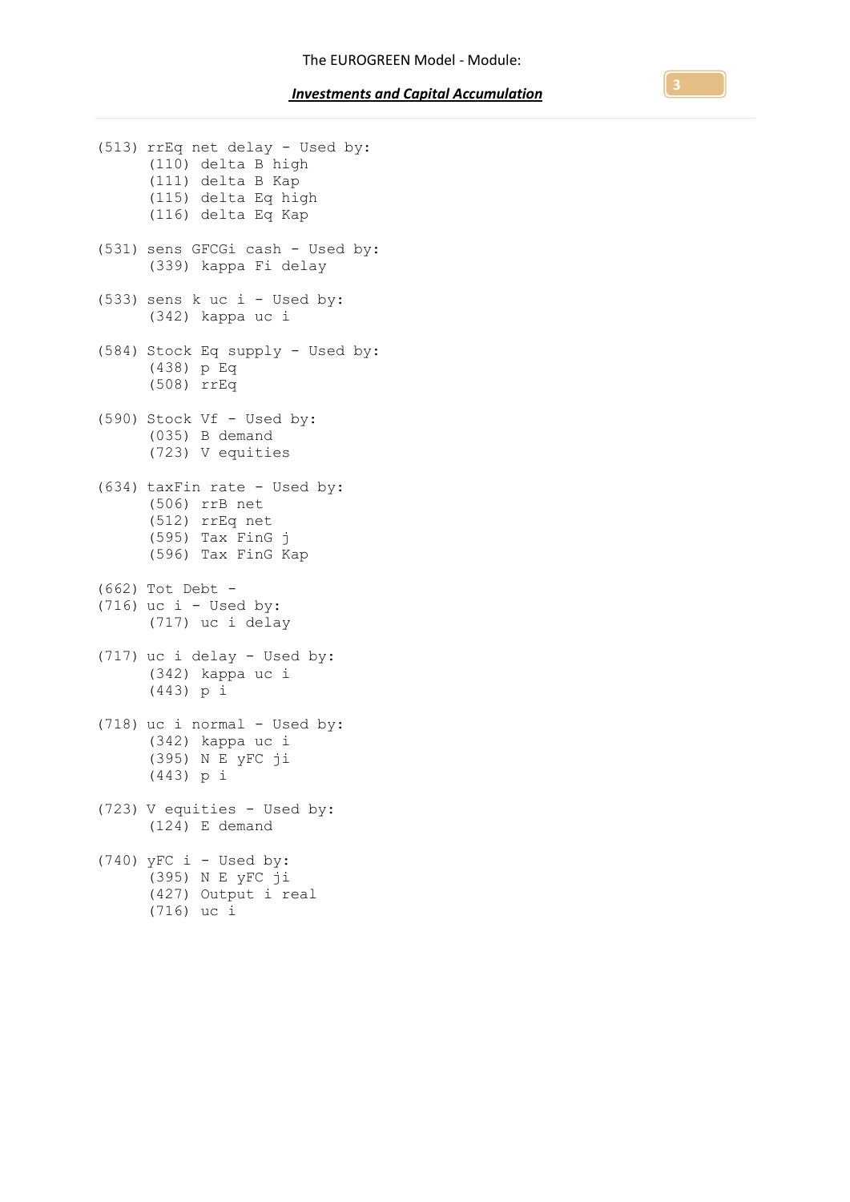```
(513) rrEq net delay - Used by:
      (110) delta B high
      (111) delta B Kap
      (115) delta Eq high
      (116) delta Eq Kap

(531) sens GFCGi cash - Used by:
      (339) kappa Fi delay

(533) sens k uc i - Used by:
      (342) kappa uc i

(584) Stock Eq supply - Used by:
      (438) p Eq
      (508) rrEq

(590) Stock Vf - Used by:
      (035) B demand
      (723) V equities

(634) taxFin rate - Used by:
      (506) rrB net
      (512) rrEq net
      (595) Tax FinG j
      (596) Tax FinG Kap

(662) Tot Debt -
(716) uc i - Used by:
      (717) uc i delay

(717) uc i delay - Used by:
      (342) kappa uc i
      (443) p i

(718) uc i normal - Used by:
      (342) kappa uc i
      (395) N E yFC ji
      (443) p i

(723) V equities - Used by:
      (124) E demand

(740) yFC i - Used by:
      (395) N E yFC ji
      (427) Output i real
      (716) uc i
```